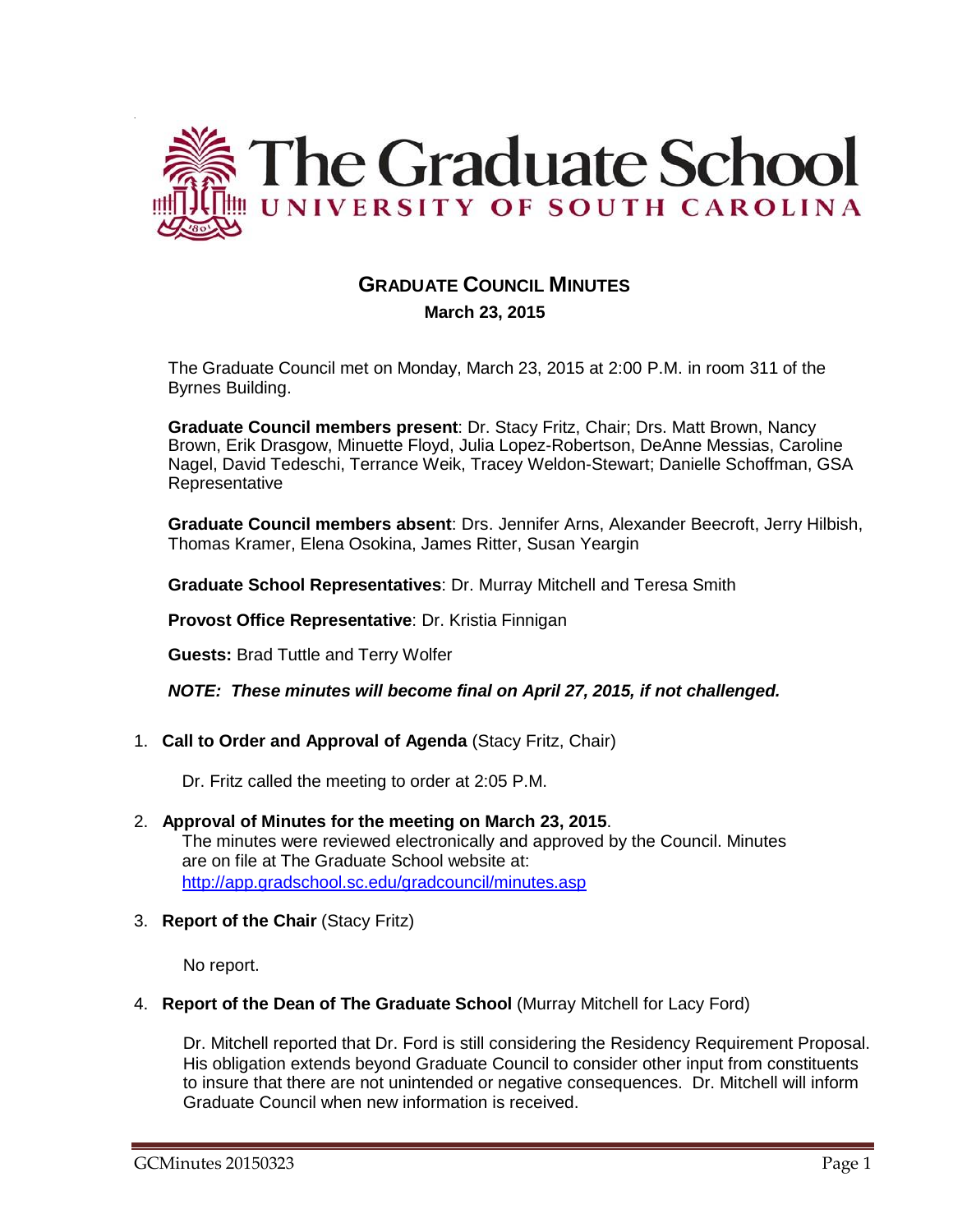# GRADUATE COUNCIL MINUTES

**March 23, 2015**

The Graduate Council met on Monday, March 23, 2015 at 2:00 P.M. in room 311 of the Byrnes Building.

**Graduate Council members present**: Dr. Stacy Fritz, Chair; Drs. Matt Brown, Nancy Brown, Erik Drasgow, Minuette Floyd, Julia Lopez-Robertson, DeAnne Messias, Caroline Nagel, David Tedeschi, Terrance Weik, Tracey Weldon-Stewart; Danielle Schoffman, GSA Representative

**Graduate Council members absent**: Drs. Jennifer Arns, Alexander Beecroft, Jerry Hilbish, Thomas Kramer, Elena Osokina, James Ritter, Susan Yeargin

**Graduate School Representatives**: Dr. Murray Mitchell and Teresa Smith

**Provost Office Representative**: Dr. Kristia Finnigan

**Guests:** Brad Tuttle and Terry Wolfer

***NOTE: These minutes will become final on April 27, 2015, if not challenged.***

1. **Call to Order and Approval of Agenda** (Stacy Fritz, Chair)

   Dr. Fritz called the meeting to order at 2:05 P.M.

2. **Approval of Minutes for the meeting on March 23, 2015**.
   The minutes were reviewed electronically and approved by the Council. Minutes are on file at The Graduate School website at: [http://app.gradschool.sc.edu/gradcouncil/minutes.asp](http://app.gradschool.sc.edu/gradcouncil/minutes.asp)

3. **Report of the Chair** (Stacy Fritz)

   No report.

4. **Report of the Dean of The Graduate School** (Murray Mitchell for Lacy Ford)

   Dr. Mitchell reported that Dr. Ford is still considering the Residency Requirement Proposal. His obligation extends beyond Graduate Council to consider other input from constituents to insure that there are not unintended or negative consequences. Dr. Mitchell will inform Graduate Council when new information is received.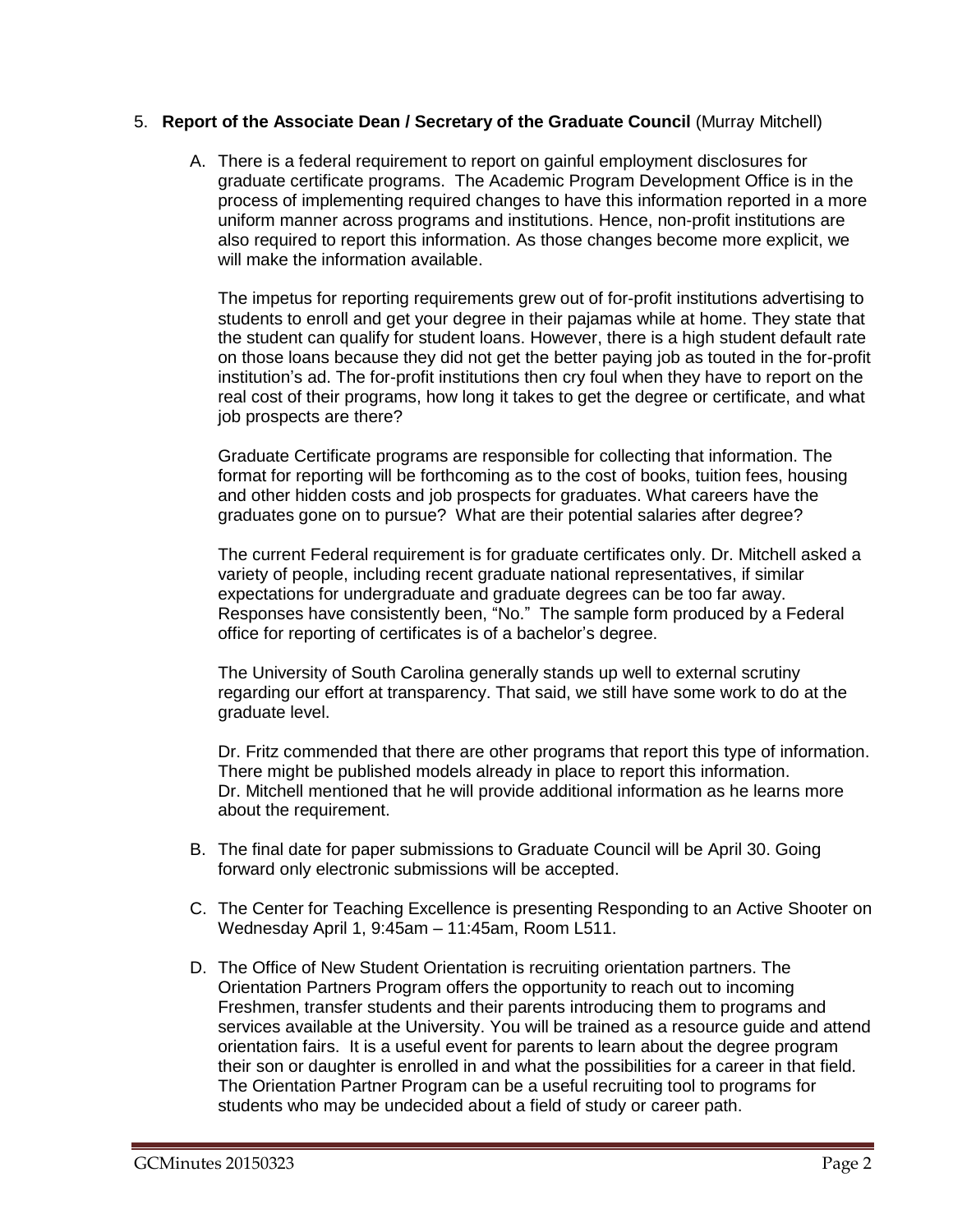5. **Report of the Associate Dean / Secretary of the Graduate Council** (Murray Mitchell)

   A. There is a federal requirement to report on gainful employment disclosures for graduate certificate programs. The Academic Program Development Office is in the process of implementing required changes to have this information reported in a more uniform manner across programs and institutions. Hence, non-profit institutions are also required to report this information. As those changes become more explicit, we will make the information available.

      The impetus for reporting requirements grew out of for-profit institutions advertising to students to enroll and get your degree in their pajamas while at home. They state that the student can qualify for student loans. However, there is a high student default rate on those loans because they did not get the better paying job as touted in the for-profit institution's ad. The for-profit institutions then cry foul when they have to report on the real cost of their programs, how long it takes to get the degree or certificate, and what job prospects are there?

      Graduate Certificate programs are responsible for collecting that information. The format for reporting will be forthcoming as to the cost of books, tuition fees, housing and other hidden costs and job prospects for graduates. What careers have the graduates gone on to pursue? What are their potential salaries after degree?

      The current Federal requirement is for graduate certificates only. Dr. Mitchell asked a variety of people, including recent graduate national representatives, if similar expectations for undergraduate and graduate degrees can be too far away. Responses have consistently been, "No." The sample form produced by a Federal office for reporting of certificates is of a bachelor's degree.

      The University of South Carolina generally stands up well to external scrutiny regarding our effort at transparency. That said, we still have some work to do at the graduate level.

      Dr. Fritz commended that there are other programs that report this type of information. There might be published models already in place to report this information. Dr. Mitchell mentioned that he will provide additional information as he learns more about the requirement.

   B. The final date for paper submissions to Graduate Council will be April 30. Going forward only electronic submissions will be accepted.

   C. The Center for Teaching Excellence is presenting Responding to an Active Shooter on Wednesday April 1, 9:45am – 11:45am, Room L511.

   D. The Office of New Student Orientation is recruiting orientation partners. The Orientation Partners Program offers the opportunity to reach out to incoming Freshmen, transfer students and their parents introducing them to programs and services available at the University. You will be trained as a resource guide and attend orientation fairs. It is a useful event for parents to learn about the degree program their son or daughter is enrolled in and what the possibilities for a career in that field. The Orientation Partner Program can be a useful recruiting tool to programs for students who may be undecided about a field of study or career path.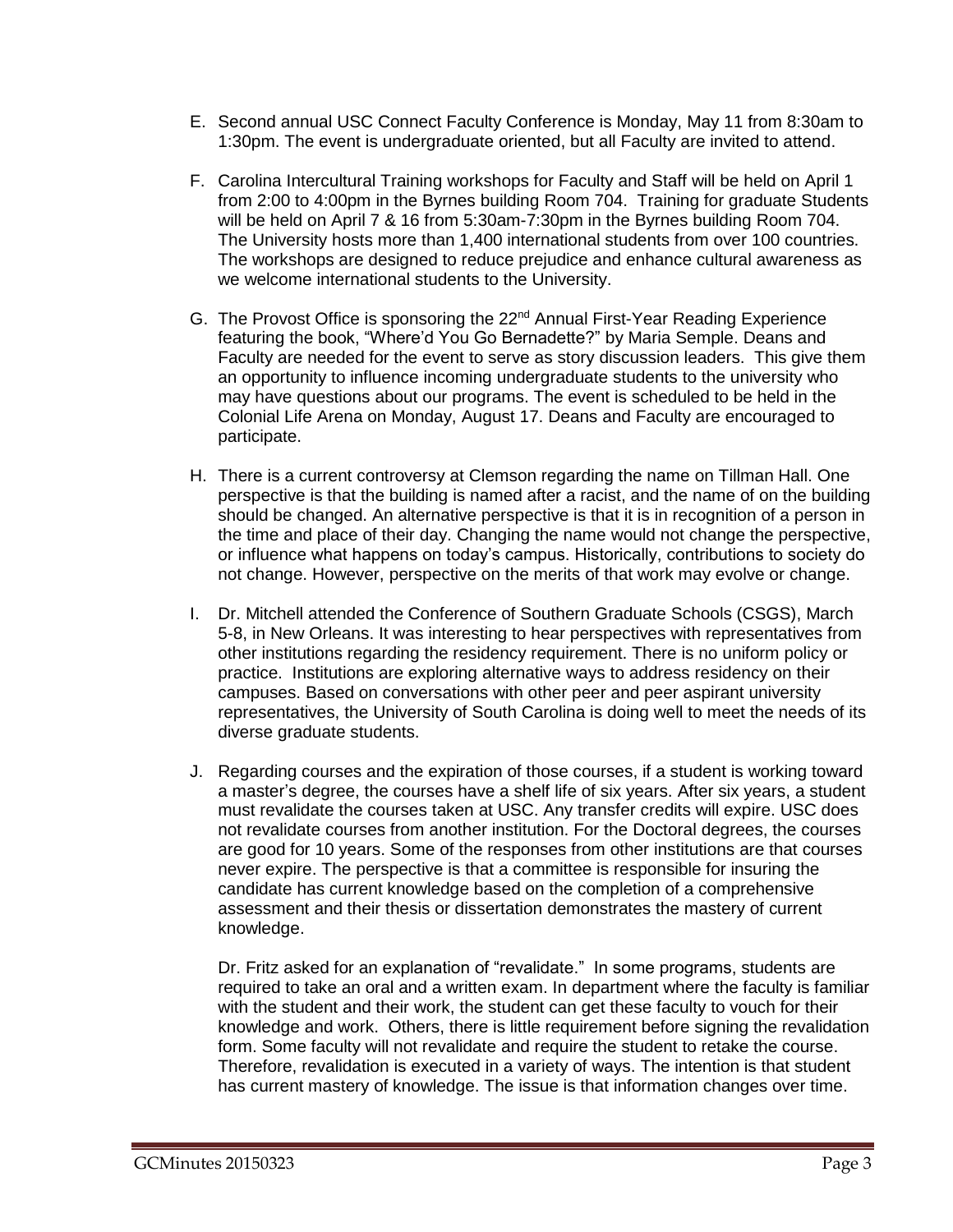E. Second annual USC Connect Faculty Conference is Monday, May 11 from 8:30am to 1:30pm. The event is undergraduate oriented, but all Faculty are invited to attend.

F. Carolina Intercultural Training workshops for Faculty and Staff will be held on April 1 from 2:00 to 4:00pm in the Byrnes building Room 704. Training for graduate Students will be held on April 7 & 16 from 5:30am-7:30pm in the Byrnes building Room 704. The University hosts more than 1,400 international students from over 100 countries. The workshops are designed to reduce prejudice and enhance cultural awareness as we welcome international students to the University.

G. The Provost Office is sponsoring the 22nd Annual First-Year Reading Experience featuring the book, "Where'd You Go Bernadette?" by Maria Semple. Deans and Faculty are needed for the event to serve as story discussion leaders. This give them an opportunity to influence incoming undergraduate students to the university who may have questions about our programs. The event is scheduled to be held in the Colonial Life Arena on Monday, August 17. Deans and Faculty are encouraged to participate.

H. There is a current controversy at Clemson regarding the name on Tillman Hall. One perspective is that the building is named after a racist, and the name of on the building should be changed. An alternative perspective is that it is in recognition of a person in the time and place of their day. Changing the name would not change the perspective, or influence what happens on today's campus. Historically, contributions to society do not change. However, perspective on the merits of that work may evolve or change.

I. Dr. Mitchell attended the Conference of Southern Graduate Schools (CSGS), March 5-8, in New Orleans. It was interesting to hear perspectives with representatives from other institutions regarding the residency requirement. There is no uniform policy or practice. Institutions are exploring alternative ways to address residency on their campuses. Based on conversations with other peer and peer aspirant university representatives, the University of South Carolina is doing well to meet the needs of its diverse graduate students.

J. Regarding courses and the expiration of those courses, if a student is working toward a master's degree, the courses have a shelf life of six years. After six years, a student must revalidate the courses taken at USC. Any transfer credits will expire. USC does not revalidate courses from another institution. For the Doctoral degrees, the courses are good for 10 years. Some of the responses from other institutions are that courses never expire. The perspective is that a committee is responsible for insuring the candidate has current knowledge based on the completion of a comprehensive assessment and their thesis or dissertation demonstrates the mastery of current knowledge.

   Dr. Fritz asked for an explanation of "revalidate." In some programs, students are required to take an oral and a written exam. In department where the faculty is familiar with the student and their work, the student can get these faculty to vouch for their knowledge and work. Others, there is little requirement before signing the revalidation form. Some faculty will not revalidate and require the student to retake the course. Therefore, revalidation is executed in a variety of ways. The intention is that student has current mastery of knowledge. The issue is that information changes over time.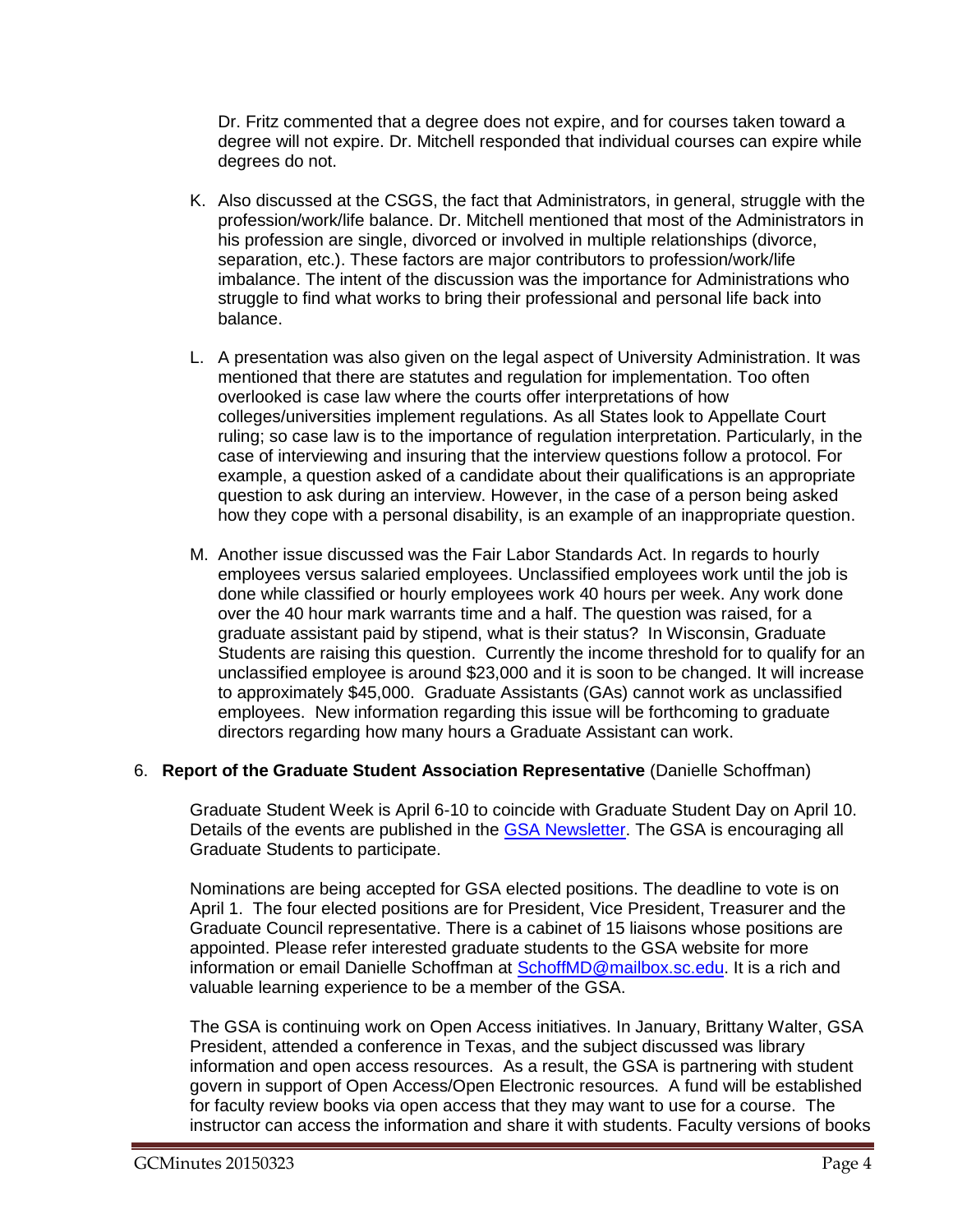Dr. Fritz commented that a degree does not expire, and for courses taken toward a degree will not expire. Dr. Mitchell responded that individual courses can expire while degrees do not.

K. Also discussed at the CSGS, the fact that Administrators, in general, struggle with the profession/work/life balance. Dr. Mitchell mentioned that most of the Administrators in his profession are single, divorced or involved in multiple relationships (divorce, separation, etc.). These factors are major contributors to profession/work/life imbalance. The intent of the discussion was the importance for Administrations who struggle to find what works to bring their professional and personal life back into balance.

L. A presentation was also given on the legal aspect of University Administration. It was mentioned that there are statutes and regulation for implementation. Too often overlooked is case law where the courts offer interpretations of how colleges/universities implement regulations. As all States look to Appellate Court ruling; so case law is to the importance of regulation interpretation. Particularly, in the case of interviewing and insuring that the interview questions follow a protocol. For example, a question asked of a candidate about their qualifications is an appropriate question to ask during an interview. However, in the case of a person being asked how they cope with a personal disability, is an example of an inappropriate question.

M. Another issue discussed was the Fair Labor Standards Act. In regards to hourly employees versus salaried employees. Unclassified employees work until the job is done while classified or hourly employees work 40 hours per week. Any work done over the 40 hour mark warrants time and a half. The question was raised, for a graduate assistant paid by stipend, what is their status? In Wisconsin, Graduate Students are raising this question. Currently the income threshold for to qualify for an unclassified employee is around $23,000 and it is soon to be changed. It will increase to approximately $45,000. Graduate Assistants (GAs) cannot work as unclassified employees. New information regarding this issue will be forthcoming to graduate directors regarding how many hours a Graduate Assistant can work.

6. **Report of the Graduate Student Association Representative** (Danielle Schoffman)

Graduate Student Week is April 6-10 to coincide with Graduate Student Day on April 10. Details of the events are published in the GSA Newsletter. The GSA is encouraging all Graduate Students to participate.

Nominations are being accepted for GSA elected positions. The deadline to vote is on April 1. The four elected positions are for President, Vice President, Treasurer and the Graduate Council representative. There is a cabinet of 15 liaisons whose positions are appointed. Please refer interested graduate students to the GSA website for more information or email Danielle Schoffman at SchoffMD@mailbox.sc.edu. It is a rich and valuable learning experience to be a member of the GSA.

The GSA is continuing work on Open Access initiatives. In January, Brittany Walter, GSA President, attended a conference in Texas, and the subject discussed was library information and open access resources. As a result, the GSA is partnering with student govern in support of Open Access/Open Electronic resources. A fund will be established for faculty review books via open access that they may want to use for a course. The instructor can access the information and share it with students. Faculty versions of books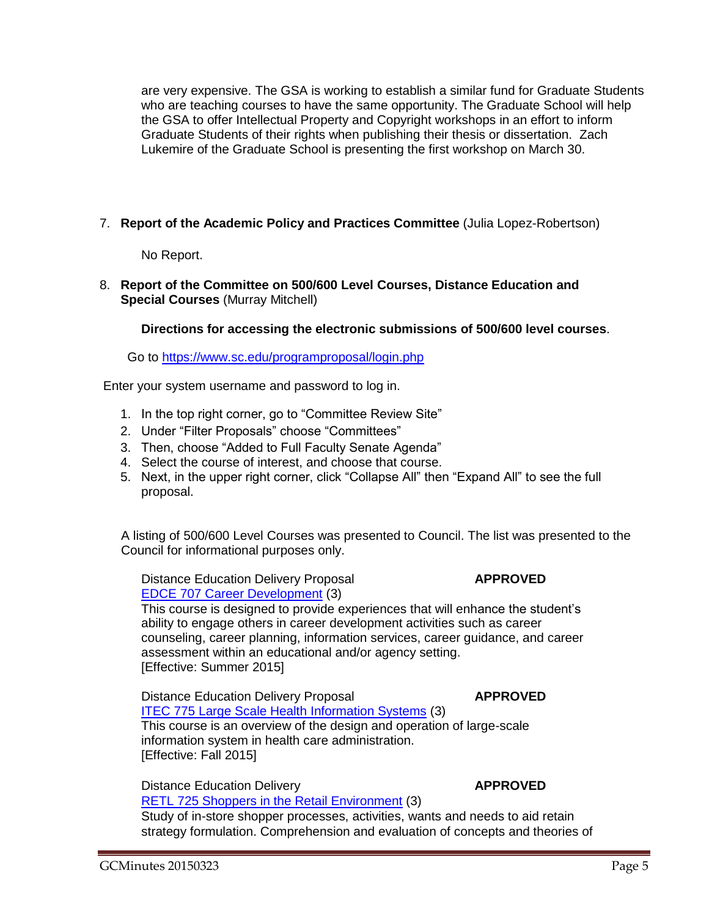are very expensive. The GSA is working to establish a similar fund for Graduate Students who are teaching courses to have the same opportunity. The Graduate School will help the GSA to offer Intellectual Property and Copyright workshops in an effort to inform Graduate Students of their rights when publishing their thesis or dissertation. Zach Lukemire of the Graduate School is presenting the first workshop on March 30.

7. **Report of the Academic Policy and Practices Committee** (Julia Lopez-Robertson)

   No Report.

8. **Report of the Committee on 500/600 Level Courses, Distance Education and Special Courses** (Murray Mitchell)

   **Directions for accessing the electronic submissions of 500/600 level courses**.

Go to [https://www.sc.edu/programproposal/login.php](https://www.sc.edu/programproposal/login.php)

Enter your system username and password to log in.

1. In the top right corner, go to "Committee Review Site"
2. Under "Filter Proposals" choose "Committees"
3. Then, choose "Added to Full Faculty Senate Agenda"
4. Select the course of interest, and choose that course.
5. Next, in the upper right corner, click "Collapse All" then "Expand All" to see the full proposal.

A listing of 500/600 Level Courses was presented to Council. The list was presented to the Council for informational purposes only.

Distance Education Delivery Proposal **APPROVED**
EDCE 707 Career Development (3)
This course is designed to provide experiences that will enhance the student's ability to engage others in career development activities such as career counseling, career planning, information services, career guidance, and career assessment within an educational and/or agency setting.
[Effective: Summer 2015]

Distance Education Delivery Proposal **APPROVED**
ITEC 775 Large Scale Health Information Systems (3)
This course is an overview of the design and operation of large-scale information system in health care administration.
[Effective: Fall 2015]

Distance Education Delivery **APPROVED**
RETL 725 Shoppers in the Retail Environment (3)
Study of in-store shopper processes, activities, wants and needs to aid retain strategy formulation. Comprehension and evaluation of concepts and theories of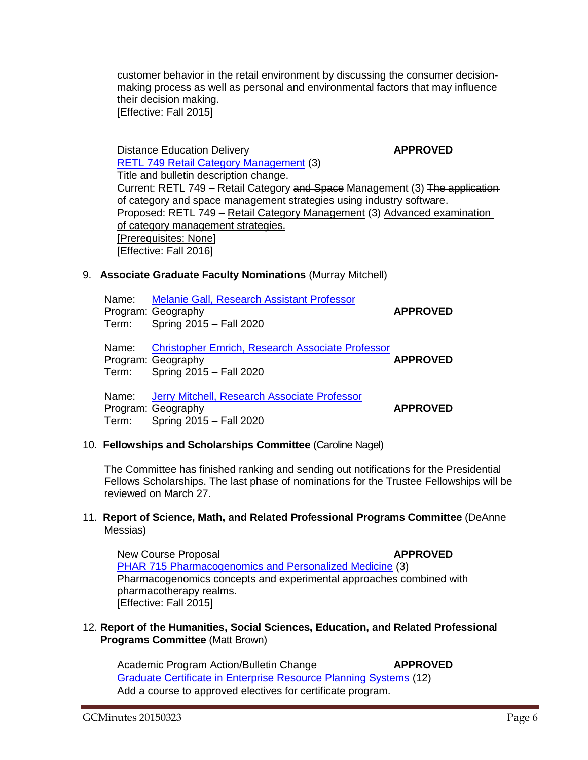customer behavior in the retail environment by discussing the consumer decision-making process as well as personal and environmental factors that may influence their decision making.
[Effective: Fall 2015]

Distance Education Delivery **APPROVED**
RETL 749 Retail Category Management (3)
Title and bulletin description change.
Current: RETL 749 – Retail Category ~~and Space~~ Management (3) ~~The application of category and space management strategies using industry software~~.
Proposed: RETL 749 – Retail Category Management (3) Advanced examination of category management strategies.
[Prerequisites: None]
[Effective: Fall 2016]

9. **Associate Graduate Faculty Nominations** (Murray Mitchell)

Name: Melanie Gall, Research Assistant Professor
Program: Geography **APPROVED**
Term: Spring 2015 – Fall 2020

Name: Christopher Emrich, Research Associate Professor
Program: Geography **APPROVED**
Term: Spring 2015 – Fall 2020

Name: Jerry Mitchell, Research Associate Professor
Program: Geography **APPROVED**
Term: Spring 2015 – Fall 2020

10. **Fellowships and Scholarships Committee** (Caroline Nagel)

The Committee has finished ranking and sending out notifications for the Presidential Fellows Scholarships. The last phase of nominations for the Trustee Fellowships will be reviewed on March 27.

11. **Report of Science, Math, and Related Professional Programs Committee** (DeAnne Messias)

New Course Proposal **APPROVED**
PHAR 715 Pharmacogenomics and Personalized Medicine (3)
Pharmacogenomics concepts and experimental approaches combined with pharmacotherapy realms.
[Effective: Fall 2015]

12. **Report of the Humanities, Social Sciences, Education, and Related Professional Programs Committee** (Matt Brown)

Academic Program Action/Bulletin Change **APPROVED**
Graduate Certificate in Enterprise Resource Planning Systems (12)
Add a course to approved electives for certificate program.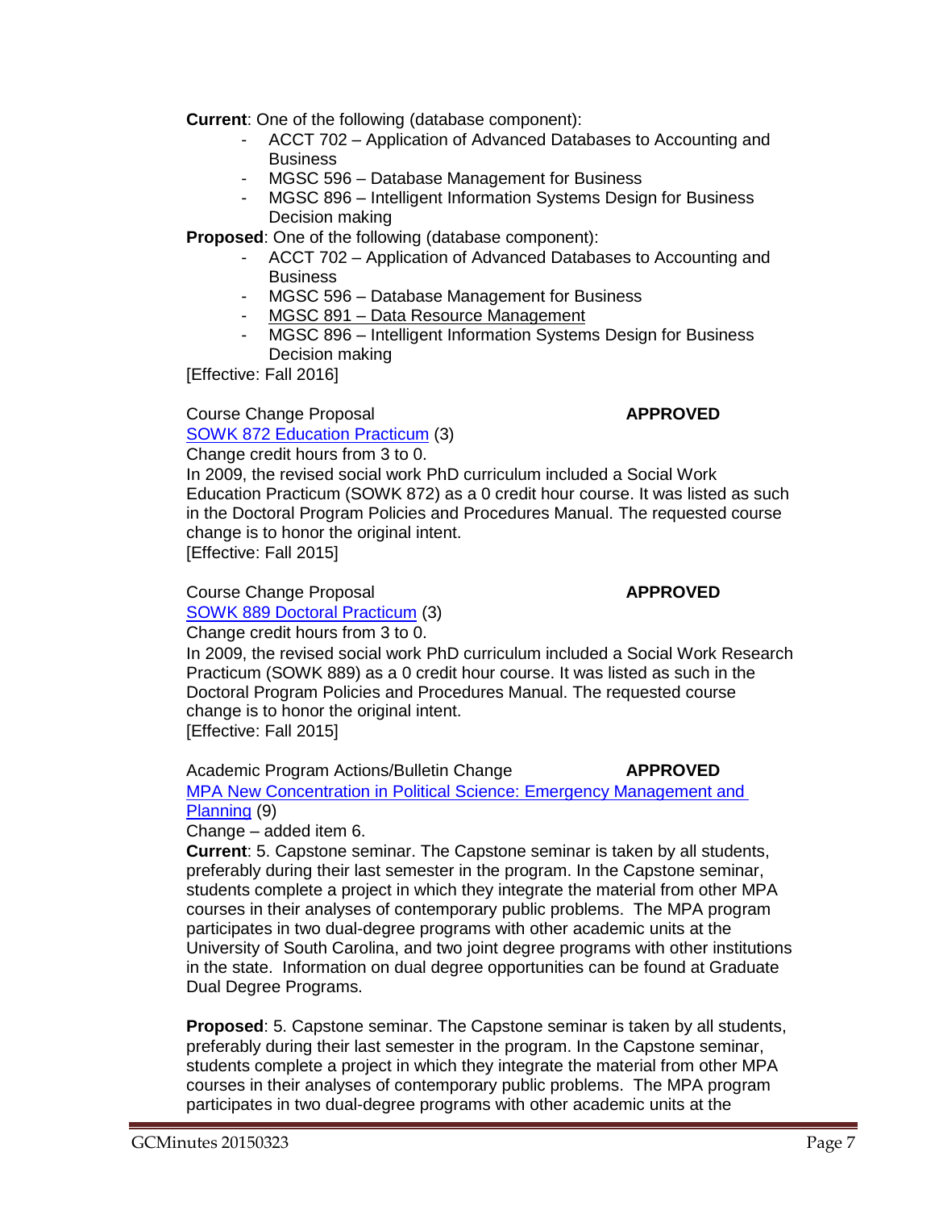**Current**: One of the following (database component):

- ACCT 702 – Application of Advanced Databases to Accounting and Business
- MGSC 596 – Database Management for Business
- MGSC 896 – Intelligent Information Systems Design for Business Decision making

**Proposed**: One of the following (database component):

- ACCT 702 – Application of Advanced Databases to Accounting and Business
- MGSC 596 – Database Management for Business
- <u>MGSC 891 – Data Resource Management</u>
- MGSC 896 – Intelligent Information Systems Design for Business Decision making

[Effective: Fall 2016]

Course Change Proposal **APPROVED**

SOWK 872 Education Practicum (3)

Change credit hours from 3 to 0.

In 2009, the revised social work PhD curriculum included a Social Work Education Practicum (SOWK 872) as a 0 credit hour course. It was listed as such in the Doctoral Program Policies and Procedures Manual. The requested course change is to honor the original intent.

[Effective: Fall 2015]

Course Change Proposal **APPROVED**

SOWK 889 Doctoral Practicum (3)

Change credit hours from 3 to 0.

In 2009, the revised social work PhD curriculum included a Social Work Research Practicum (SOWK 889) as a 0 credit hour course. It was listed as such in the Doctoral Program Policies and Procedures Manual. The requested course change is to honor the original intent.

[Effective: Fall 2015]

Academic Program Actions/Bulletin Change **APPROVED**

MPA New Concentration in Political Science: Emergency Management and Planning (9)

Change – added item 6.

**Current**: 5. Capstone seminar. The Capstone seminar is taken by all students, preferably during their last semester in the program. In the Capstone seminar, students complete a project in which they integrate the material from other MPA courses in their analyses of contemporary public problems. The MPA program participates in two dual-degree programs with other academic units at the University of South Carolina, and two joint degree programs with other institutions in the state. Information on dual degree opportunities can be found at Graduate Dual Degree Programs.

**Proposed**: 5. Capstone seminar. The Capstone seminar is taken by all students, preferably during their last semester in the program. In the Capstone seminar, students complete a project in which they integrate the material from other MPA courses in their analyses of contemporary public problems. The MPA program participates in two dual-degree programs with other academic units at the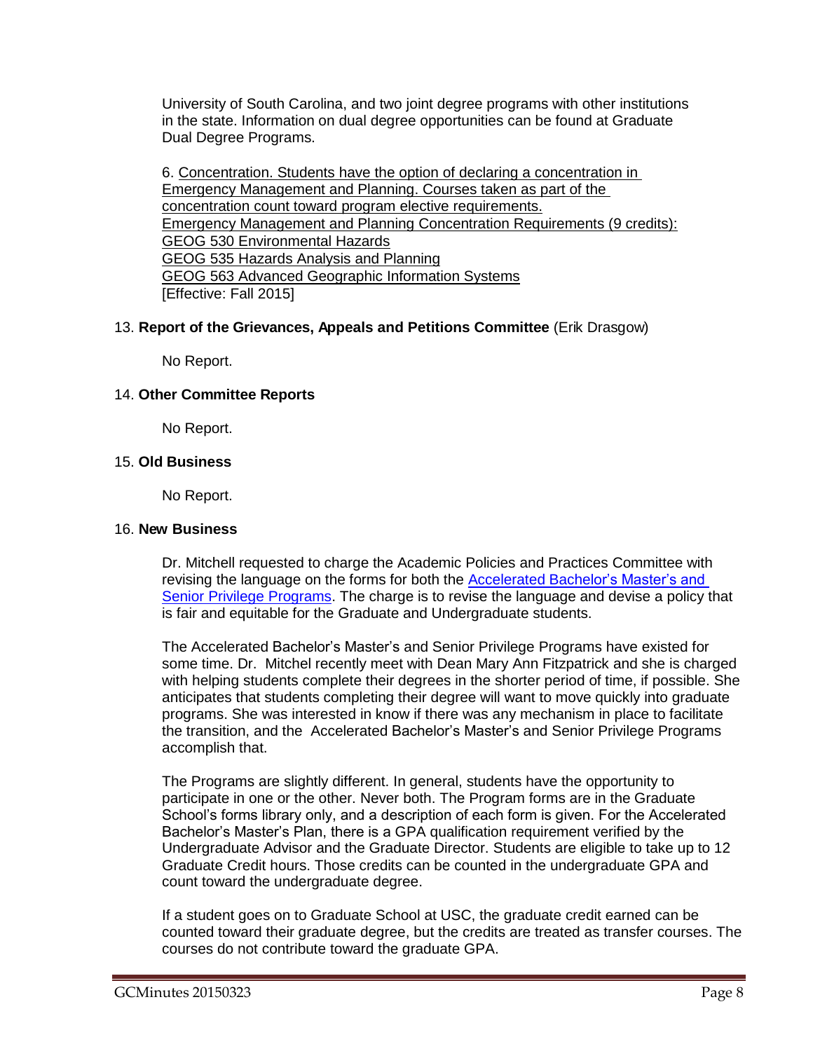University of South Carolina, and two joint degree programs with other institutions in the state. Information on dual degree opportunities can be found at Graduate Dual Degree Programs.

6. <u>Concentration. Students have the option of declaring a concentration in Emergency Management and Planning. Courses taken as part of the concentration count toward program elective requirements.</u>
<u>Emergency Management and Planning Concentration Requirements (9 credits):</u>
<u>GEOG 530 Environmental Hazards</u>
<u>GEOG 535 Hazards Analysis and Planning</u>
<u>GEOG 563 Advanced Geographic Information Systems</u>
[Effective: Fall 2015]

13. **Report of the Grievances, Appeals and Petitions Committee** (Erik Drasgow)

No Report.

14. **Other Committee Reports**

No Report.

15. **Old Business**

No Report.

16. **New Business**

Dr. Mitchell requested to charge the Academic Policies and Practices Committee with revising the language on the forms for both the Accelerated Bachelor's Master's and Senior Privilege Programs. The charge is to revise the language and devise a policy that is fair and equitable for the Graduate and Undergraduate students.

The Accelerated Bachelor's Master's and Senior Privilege Programs have existed for some time. Dr. Mitchel recently meet with Dean Mary Ann Fitzpatrick and she is charged with helping students complete their degrees in the shorter period of time, if possible. She anticipates that students completing their degree will want to move quickly into graduate programs. She was interested in know if there was any mechanism in place to facilitate the transition, and the Accelerated Bachelor's Master's and Senior Privilege Programs accomplish that.

The Programs are slightly different. In general, students have the opportunity to participate in one or the other. Never both. The Program forms are in the Graduate School's forms library only, and a description of each form is given. For the Accelerated Bachelor's Master's Plan, there is a GPA qualification requirement verified by the Undergraduate Advisor and the Graduate Director. Students are eligible to take up to 12 Graduate Credit hours. Those credits can be counted in the undergraduate GPA and count toward the undergraduate degree.

If a student goes on to Graduate School at USC, the graduate credit earned can be counted toward their graduate degree, but the credits are treated as transfer courses. The courses do not contribute toward the graduate GPA.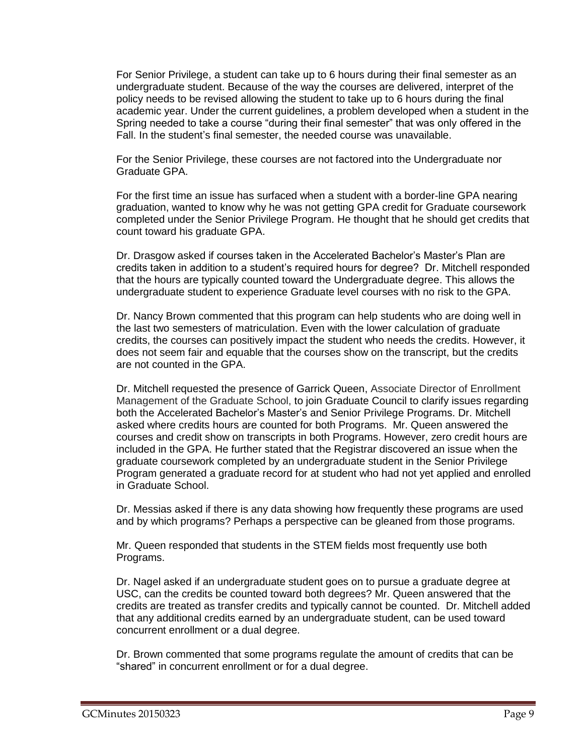For Senior Privilege, a student can take up to 6 hours during their final semester as an undergraduate student. Because of the way the courses are delivered, interpret of the policy needs to be revised allowing the student to take up to 6 hours during the final academic year. Under the current guidelines, a problem developed when a student in the Spring needed to take a course "during their final semester" that was only offered in the Fall. In the student's final semester, the needed course was unavailable.

For the Senior Privilege, these courses are not factored into the Undergraduate nor Graduate GPA.

For the first time an issue has surfaced when a student with a border-line GPA nearing graduation, wanted to know why he was not getting GPA credit for Graduate coursework completed under the Senior Privilege Program. He thought that he should get credits that count toward his graduate GPA.

Dr. Drasgow asked if courses taken in the Accelerated Bachelor's Master's Plan are credits taken in addition to a student's required hours for degree? Dr. Mitchell responded that the hours are typically counted toward the Undergraduate degree. This allows the undergraduate student to experience Graduate level courses with no risk to the GPA.

Dr. Nancy Brown commented that this program can help students who are doing well in the last two semesters of matriculation. Even with the lower calculation of graduate credits, the courses can positively impact the student who needs the credits. However, it does not seem fair and equable that the courses show on the transcript, but the credits are not counted in the GPA.

Dr. Mitchell requested the presence of Garrick Queen, Associate Director of Enrollment Management of the Graduate School, to join Graduate Council to clarify issues regarding both the Accelerated Bachelor's Master's and Senior Privilege Programs. Dr. Mitchell asked where credits hours are counted for both Programs. Mr. Queen answered the courses and credit show on transcripts in both Programs. However, zero credit hours are included in the GPA. He further stated that the Registrar discovered an issue when the graduate coursework completed by an undergraduate student in the Senior Privilege Program generated a graduate record for at student who had not yet applied and enrolled in Graduate School.

Dr. Messias asked if there is any data showing how frequently these programs are used and by which programs? Perhaps a perspective can be gleaned from those programs.

Mr. Queen responded that students in the STEM fields most frequently use both Programs.

Dr. Nagel asked if an undergraduate student goes on to pursue a graduate degree at USC, can the credits be counted toward both degrees? Mr. Queen answered that the credits are treated as transfer credits and typically cannot be counted. Dr. Mitchell added that any additional credits earned by an undergraduate student, can be used toward concurrent enrollment or a dual degree.

Dr. Brown commented that some programs regulate the amount of credits that can be "shared" in concurrent enrollment or for a dual degree.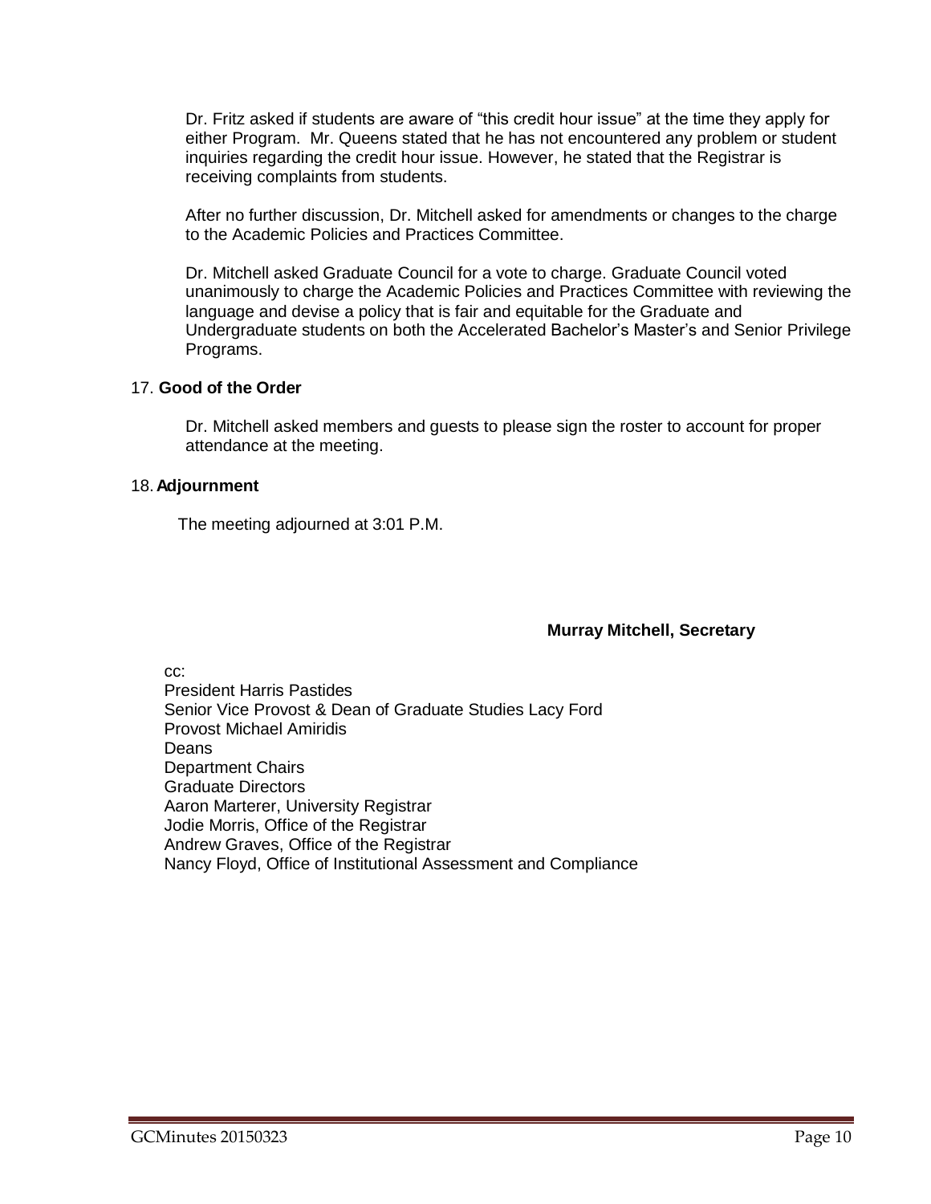Dr. Fritz asked if students are aware of "this credit hour issue" at the time they apply for either Program. Mr. Queens stated that he has not encountered any problem or student inquiries regarding the credit hour issue. However, he stated that the Registrar is receiving complaints from students.

After no further discussion, Dr. Mitchell asked for amendments or changes to the charge to the Academic Policies and Practices Committee.

Dr. Mitchell asked Graduate Council for a vote to charge. Graduate Council voted unanimously to charge the Academic Policies and Practices Committee with reviewing the language and devise a policy that is fair and equitable for the Graduate and Undergraduate students on both the Accelerated Bachelor's Master's and Senior Privilege Programs.

17. **Good of the Order**

Dr. Mitchell asked members and guests to please sign the roster to account for proper attendance at the meeting.

18. **Adjournment**

The meeting adjourned at 3:01 P.M.

**Murray Mitchell, Secretary**

cc:
President Harris Pastides
Senior Vice Provost & Dean of Graduate Studies Lacy Ford
Provost Michael Amiridis
Deans
Department Chairs
Graduate Directors
Aaron Marterer, University Registrar
Jodie Morris, Office of the Registrar
Andrew Graves, Office of the Registrar
Nancy Floyd, Office of Institutional Assessment and Compliance